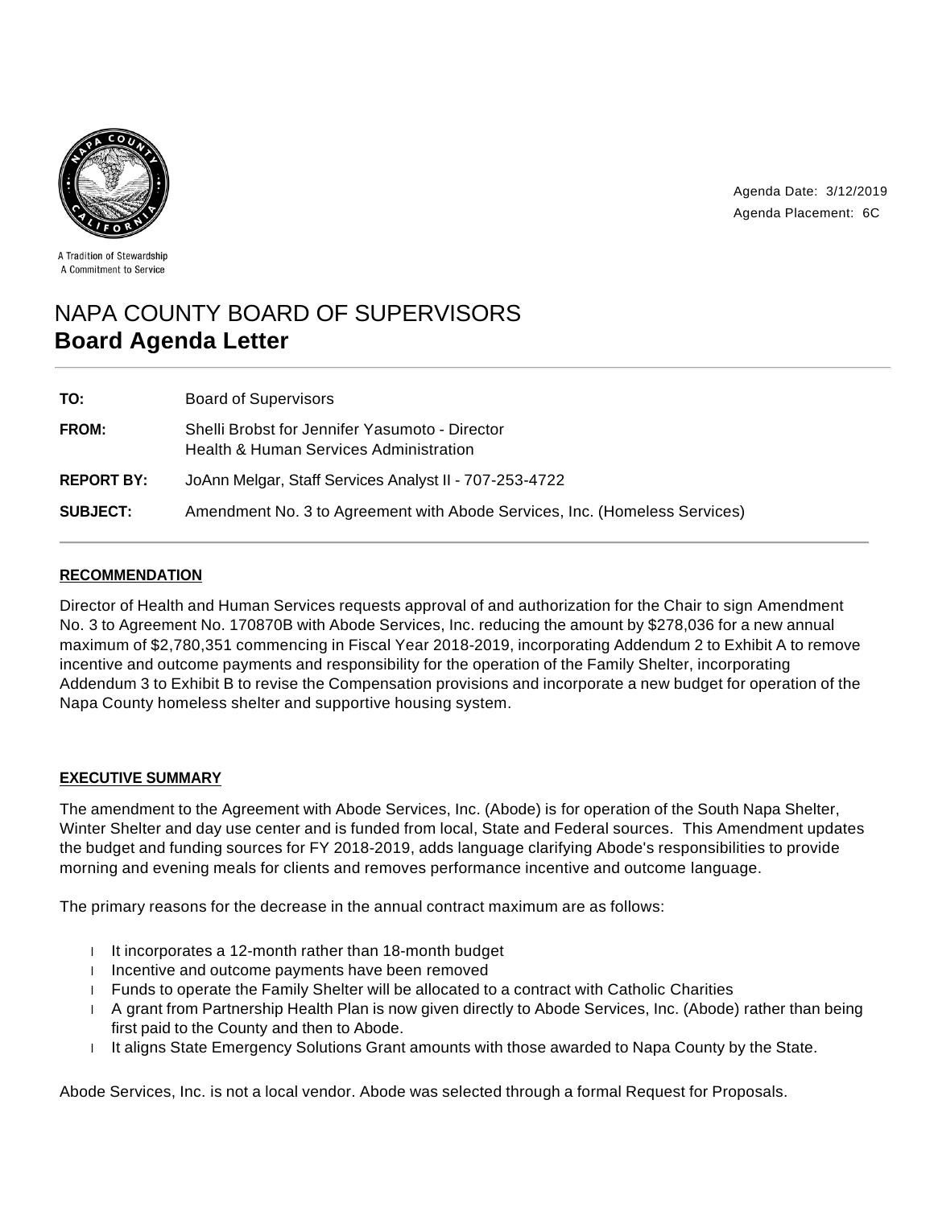A Tradition of Stewardship
A Commitment to Service

Agenda Date: 3/12/2019
Agenda Placement: 6C

# NAPA COUNTY BOARD OF SUPERVISORS
## Board Agenda Letter

| | |
|---|---|
| **TO:** | Board of Supervisors |
| **FROM:** | Shelli Brobst for Jennifer Yasumoto - Director<br>Health & Human Services Administration |
| **REPORT BY:** | JoAnn Melgar, Staff Services Analyst II - 707-253-4722 |
| **SUBJECT:** | Amendment No. 3 to Agreement with Abode Services, Inc. (Homeless Services) |

### RECOMMENDATION

Director of Health and Human Services requests approval of and authorization for the Chair to sign Amendment No. 3 to Agreement No. 170870B with Abode Services, Inc. reducing the amount by $278,036 for a new annual maximum of $2,780,351 commencing in Fiscal Year 2018-2019, incorporating Addendum 2 to Exhibit A to remove incentive and outcome payments and responsibility for the operation of the Family Shelter, incorporating Addendum 3 to Exhibit B to revise the Compensation provisions and incorporate a new budget for operation of the Napa County homeless shelter and supportive housing system.

### EXECUTIVE SUMMARY

The amendment to the Agreement with Abode Services, Inc. (Abode) is for operation of the South Napa Shelter, Winter Shelter and day use center and is funded from local, State and Federal sources. This Amendment updates the budget and funding sources for FY 2018-2019, adds language clarifying Abode's responsibilities to provide morning and evening meals for clients and removes performance incentive and outcome language.

The primary reasons for the decrease in the annual contract maximum are as follows:

- It incorporates a 12-month rather than 18-month budget
- Incentive and outcome payments have been removed
- Funds to operate the Family Shelter will be allocated to a contract with Catholic Charities
- A grant from Partnership Health Plan is now given directly to Abode Services, Inc. (Abode) rather than being first paid to the County and then to Abode.
- It aligns State Emergency Solutions Grant amounts with those awarded to Napa County by the State.

Abode Services, Inc. is not a local vendor. Abode was selected through a formal Request for Proposals.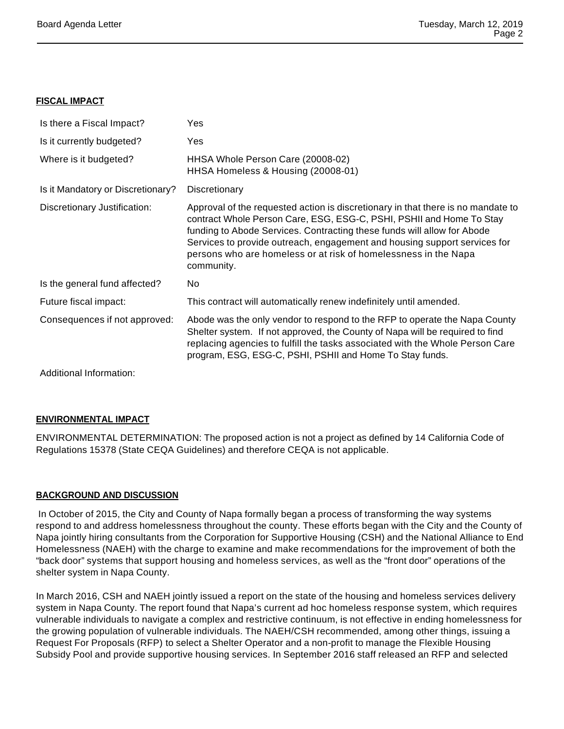## FISCAL IMPACT

| | |
|---|---|
| Is there a Fiscal Impact? | Yes |
| Is it currently budgeted? | Yes |
| Where is it budgeted? | HHSA Whole Person Care (20008-02)<br>HHSA Homeless & Housing (20008-01) |
| Is it Mandatory or Discretionary? | Discretionary |
| Discretionary Justification: | Approval of the requested action is discretionary in that there is no mandate to contract Whole Person Care, ESG, ESG-C, PSHI, PSHII and Home To Stay funding to Abode Services. Contracting these funds will allow for Abode Services to provide outreach, engagement and housing support services for persons who are homeless or at risk of homelessness in the Napa community. |
| Is the general fund affected? | No |
| Future fiscal impact: | This contract will automatically renew indefinitely until amended. |
| Consequences if not approved: | Abode was the only vendor to respond to the RFP to operate the Napa County Shelter system. If not approved, the County of Napa will be required to find replacing agencies to fulfill the tasks associated with the Whole Person Care program, ESG, ESG-C, PSHI, PSHII and Home To Stay funds. |
| Additional Information: | |

## ENVIRONMENTAL IMPACT

ENVIRONMENTAL DETERMINATION: The proposed action is not a project as defined by 14 California Code of Regulations 15378 (State CEQA Guidelines) and therefore CEQA is not applicable.

## BACKGROUND AND DISCUSSION

In October of 2015, the City and County of Napa formally began a process of transforming the way systems respond to and address homelessness throughout the county. These efforts began with the City and the County of Napa jointly hiring consultants from the Corporation for Supportive Housing (CSH) and the National Alliance to End Homelessness (NAEH) with the charge to examine and make recommendations for the improvement of both the "back door" systems that support housing and homeless services, as well as the "front door" operations of the shelter system in Napa County.

In March 2016, CSH and NAEH jointly issued a report on the state of the housing and homeless services delivery system in Napa County. The report found that Napa's current ad hoc homeless response system, which requires vulnerable individuals to navigate a complex and restrictive continuum, is not effective in ending homelessness for the growing population of vulnerable individuals. The NAEH/CSH recommended, among other things, issuing a Request For Proposals (RFP) to select a Shelter Operator and a non-profit to manage the Flexible Housing Subsidy Pool and provide supportive housing services. In September 2016 staff released an RFP and selected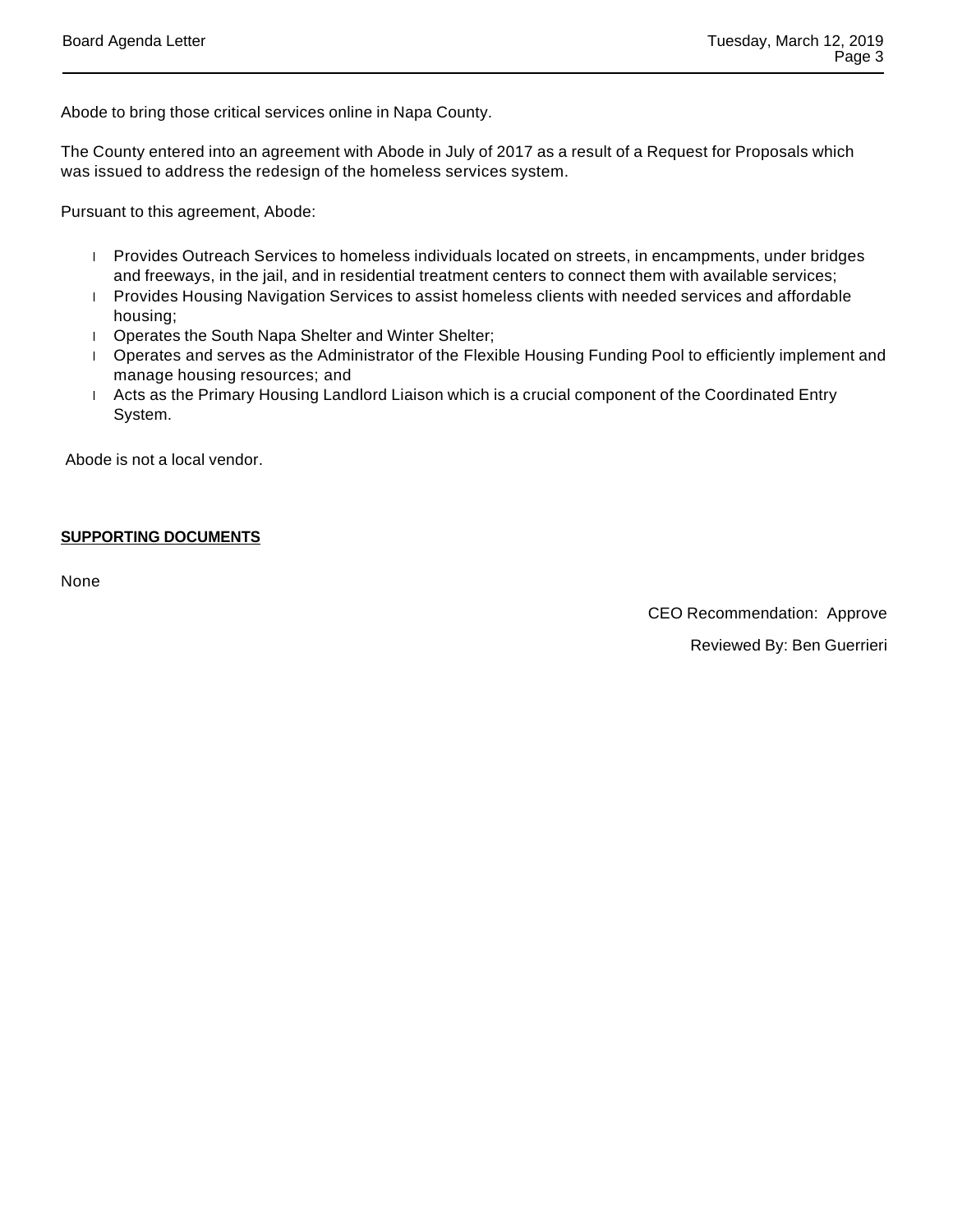Abode to bring those critical services online in Napa County.

The County entered into an agreement with Abode in July of 2017 as a result of a Request for Proposals which was issued to address the redesign of the homeless services system.

Pursuant to this agreement, Abode:

- Provides Outreach Services to homeless individuals located on streets, in encampments, under bridges and freeways, in the jail, and in residential treatment centers to connect them with available services;
- Provides Housing Navigation Services to assist homeless clients with needed services and affordable housing;
- Operates the South Napa Shelter and Winter Shelter;
- Operates and serves as the Administrator of the Flexible Housing Funding Pool to efficiently implement and manage housing resources; and
- Acts as the Primary Housing Landlord Liaison which is a crucial component of the Coordinated Entry System.

Abode is not a local vendor.

**SUPPORTING DOCUMENTS**

None

CEO Recommendation: Approve

Reviewed By: Ben Guerrieri